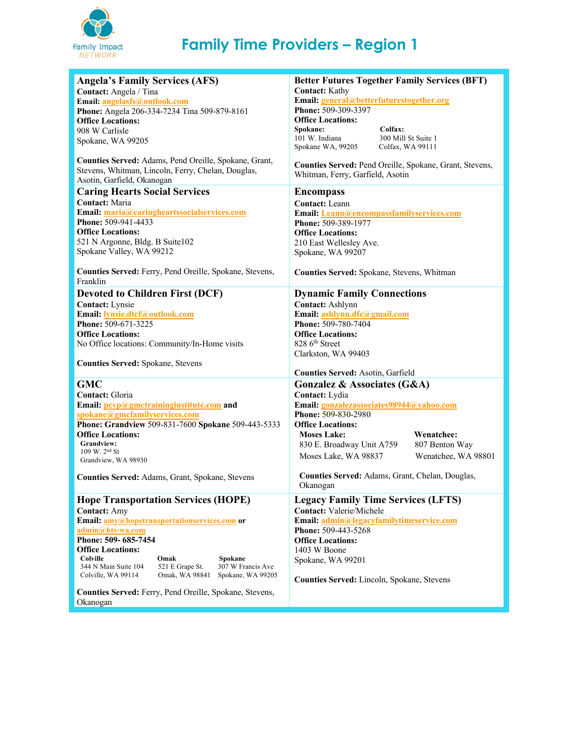Family Impact NETWORK

# Family Time Providers – Region 1

## Angela's Family Services (AFS)

**Contact:** Angela / Tina
**Email:** angelasfs@outlook.com
**Phone:** Angela 206-334-7234 Tina 509-879-8161
**Office Locations:**
908 W Carlisle
Spokane, WA 99205

**Counties Served:** Adams, Pend Oreille, Spokane, Grant, Stevens, Whitman, Lincoln, Ferry, Chelan, Douglas, Asotin, Garfield, Okanogan

## Better Futures Together Family Services (BFT)

**Contact:** Kathy
**Email:** general@betterfuturestogether.org
**Phone:** 509-309-3397
**Office Locations:**

**Spokane:**
101 W. Indiana
Spokane WA, 99205

**Colfax:**
300 Mill St Suite 1
Colfax, WA 99111

**Counties Served:** Pend Oreille, Spokane, Grant, Stevens, Whitman, Ferry, Garfield, Asotin

## Caring Hearts Social Services

**Contact:** Maria
**Email:** maria@caringheartssocialservices.com
**Phone:** 509-941-4433
**Office Locations:**
521 N Argonne, Bldg. B Suite102
Spokane Valley, WA 99212

**Counties Served:** Ferry, Pend Oreille, Spokane, Stevens, Franklin

## Encompass

**Contact:** Leann
**Email:** Leann@encompassfamilyservices.com
**Phone:** 509-389-1977
**Office Locations:**
210 East Wellesley Ave.
Spokane, WA 99207

**Counties Served:** Spokane, Stevens, Whitman

## Devoted to Children First (DCF)

**Contact:** Lynsie
**Email:** lynsie.dtcf@outlook.com
**Phone:** 509-671-3225
**Office Locations:**
No Office locations: Community/In-Home visits

**Counties Served:** Spokane, Stevens

## Dynamic Family Connections

**Contact:** Ashlynn
**Email:** ashlynn.dfc@gmail.com
**Phone:** 509-780-7404
**Office Locations:**
828 6th Street
Clarkston, WA 99403

**Counties Served:** Asotin, Garfield

## GMC

**Contact:** Gloria
**Email:** pcvp@gmctraininginstitute.com and spokane@gmcfamilyservices.com
**Phone: Grandview** 509-831-7600 **Spokane** 509-443-5333
**Office Locations:**

**Grandview:**
109 W. 2nd St
Grandview, WA 98930

**Counties Served:** Adams, Grant, Spokane, Stevens

## Gonzalez & Associates (G&A)

**Contact:** Lydia
**Email:** gonzalezassociates98944@yahoo.com
**Phone:** 509-830-2980
**Office Locations:**

**Moses Lake:**
830 E. Broadway Unit A759
Moses Lake, WA 98837

**Wenatchee:**
807 Benton Way
Wenatchee, WA 98801

**Counties Served:** Adams, Grant, Chelan, Douglas, Okanogan

## Hope Transportation Services (HOPE)

**Contact:** Amy
**Email:** amy@hopetransportationservices.com or admin@hts-wa.com
**Phone: 509- 685-7454**
**Office Locations:**

**Colville**
344 N Main Suite 104
Colville, WA 99114

**Omak**
521 E Grape St.
Omak, WA 98841

**Spokane**
307 W Francis Ave
Spokane, WA 99205

**Counties Served:** Ferry, Pend Oreille, Spokane, Stevens, Okanogan

## Legacy Family Time Services (LFTS)

**Contact:** Valerie/Michele
**Email:** admin@legacyfamilytimeservice.com
**Phone:** 509-443-5268
**Office Locations:**
1403 W Boone
Spokane, WA 99201

**Counties Served:** Lincoln, Spokane, Stevens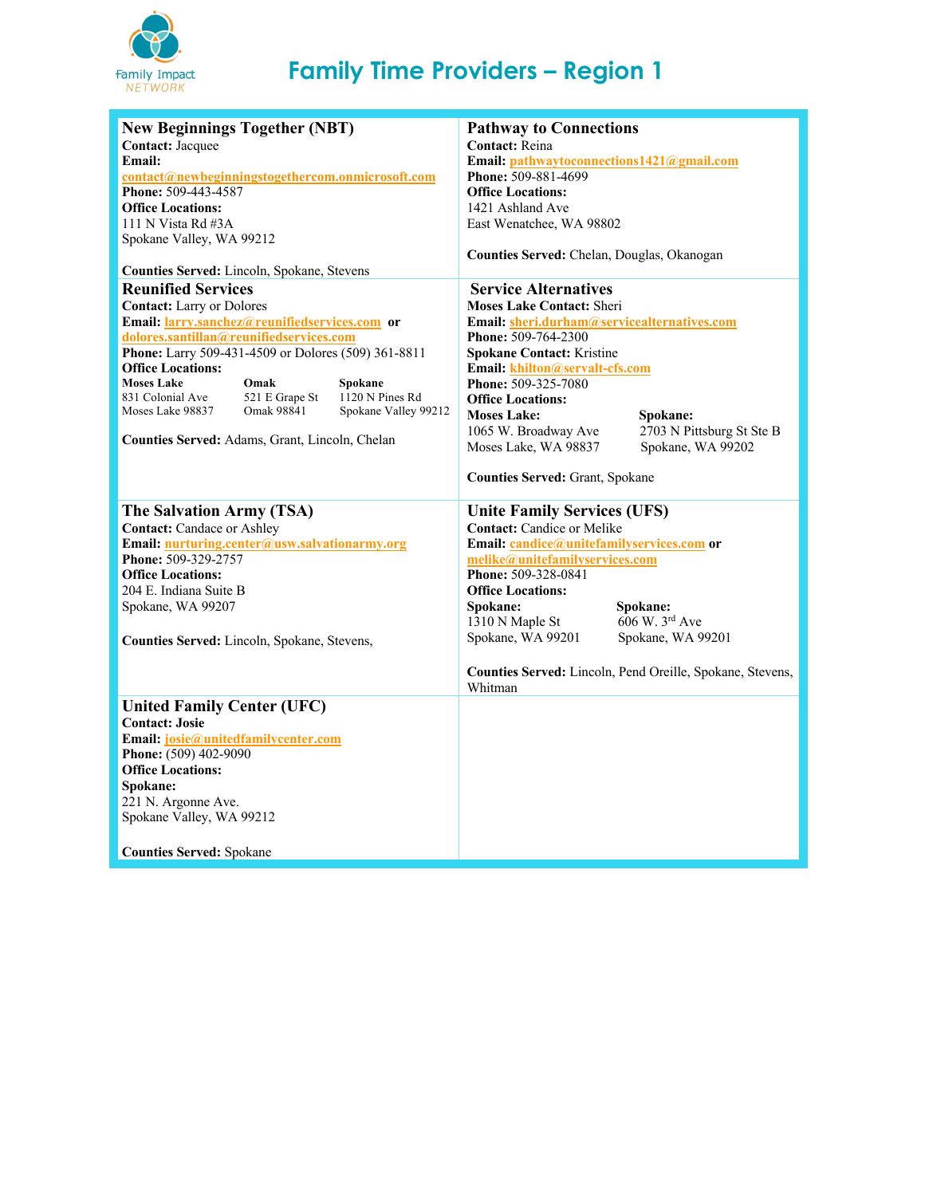# Family Time Providers – Region 1

## New Beginnings Together (NBT)
**Contact:** Jacquee
**Email:** contact@newbeginningstogethercom.onmicrosoft.com
**Phone:** 509-443-4587
**Office Locations:**
111 N Vista Rd #3A
Spokane Valley, WA 99212

**Counties Served:** Lincoln, Spokane, Stevens

## Pathway to Connections
**Contact:** Reina
**Email:** pathwaytoconnections1421@gmail.com
**Phone:** 509-881-4699
**Office Locations:**
1421 Ashland Ave
East Wenatchee, WA 98802

**Counties Served:** Chelan, Douglas, Okanogan

## Reunified Services
**Contact:** Larry or Dolores
**Email:** larry.sanchez@reunifiedservices.com **or** dolores.santillan@reunifiedservices.com
**Phone:** Larry 509-431-4509 or Dolores (509) 361-8811
**Office Locations:**

**Moses Lake**
831 Colonial Ave
Moses Lake 98837

**Omak**
521 E Grape St
Omak 98841

**Spokane**
1120 N Pines Rd
Spokane Valley 99212

**Counties Served:** Adams, Grant, Lincoln, Chelan

## Service Alternatives
**Moses Lake Contact:** Sheri
**Email:** sheri.durham@servicealternatives.com
**Phone:** 509-764-2300
**Spokane Contact:** Kristine
**Email:** khilton@servalt-cfs.com
**Phone:** 509-325-7080
**Office Locations:**

**Moses Lake:**
1065 W. Broadway Ave
Moses Lake, WA 98837

**Spokane:**
2703 N Pittsburg St Ste B
Spokane, WA 99202

**Counties Served:** Grant, Spokane

## The Salvation Army (TSA)
**Contact:** Candace or Ashley
**Email:** nurturing.center@usw.salvationarmy.org
**Phone:** 509-329-2757
**Office Locations:**
204 E. Indiana Suite B
Spokane, WA 99207

**Counties Served:** Lincoln, Spokane, Stevens,

## Unite Family Services (UFS)
**Contact:** Candice or Melike
**Email:** candice@unitefamilyservices.com **or** melike@unitefamilyservices.com
**Phone:** 509-328-0841
**Office Locations:**

**Spokane:**
1310 N Maple St
Spokane, WA 99201

**Spokane:**
606 W. 3rd Ave
Spokane, WA 99201

**Counties Served:** Lincoln, Pend Oreille, Spokane, Stevens, Whitman

## United Family Center (UFC)
**Contact: Josie**
**Email:** josie@unitedfamilycenter.com
**Phone:** (509) 402-9090
**Office Locations:**
**Spokane:**
221 N. Argonne Ave.
Spokane Valley, WA 99212

**Counties Served:** Spokane